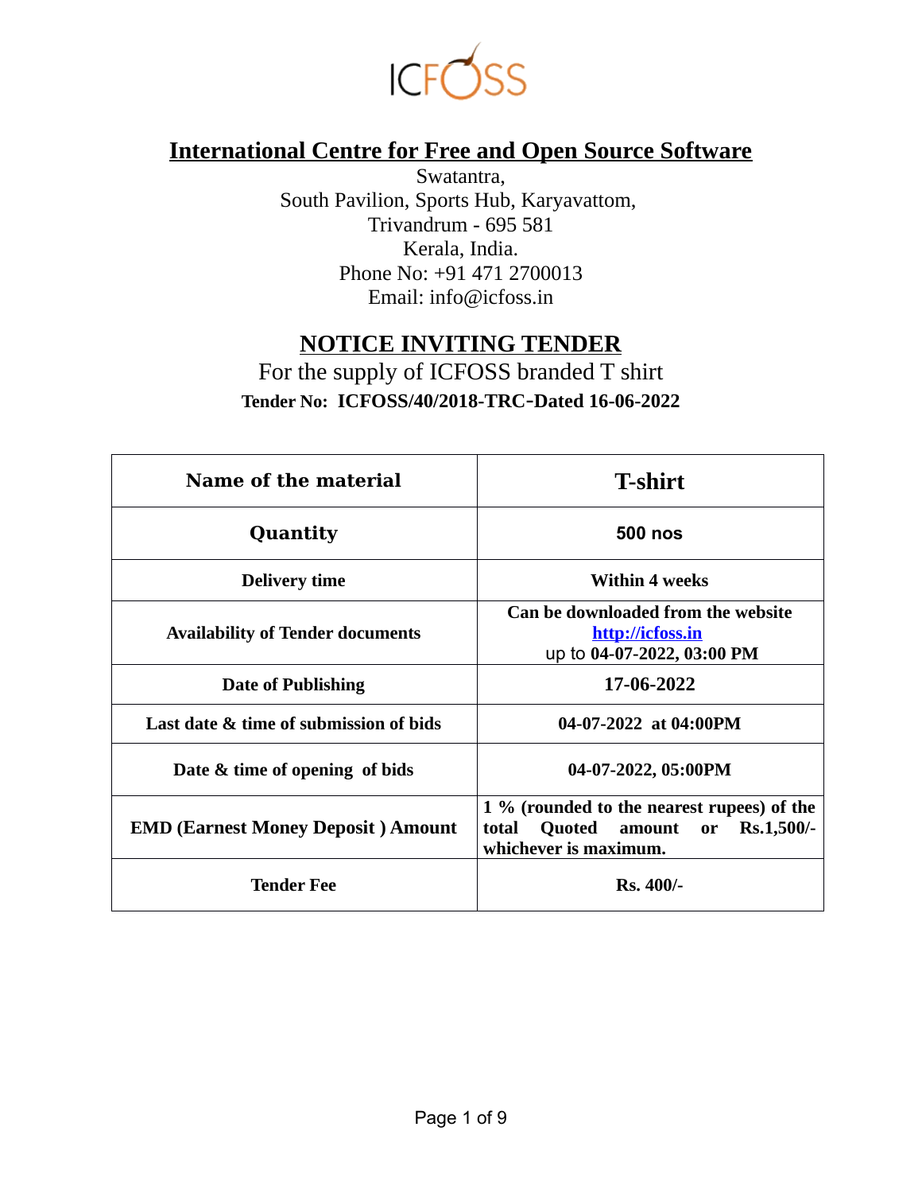ICFOSS

# International Centre for Free and Open Source Software

Swatantra,
South Pavilion, Sports Hub, Karyavattom,
Trivandrum - 695 581
Kerala, India.
Phone No: +91 471 2700013
Email: info@icfoss.in

## NOTICE INVITING TENDER

For the supply of ICFOSS branded T shirt

**Tender No: ICFOSS/40/2018-TRC-Dated 16-06-2022**

| Name of the material | T-shirt |
|---|---|
| **Quantity** | **500 nos** |
| **Delivery time** | **Within 4 weeks** |
| **Availability of Tender documents** | **Can be downloaded from the website http://icfoss.in** up to **04-07-2022, 03:00 PM** |
| **Date of Publishing** | **17-06-2022** |
| **Last date & time of submission of bids** | **04-07-2022 at 04:00PM** |
| **Date & time of opening of bids** | **04-07-2022, 05:00PM** |
| **EMD (Earnest Money Deposit ) Amount** | **1 % (rounded to the nearest rupees) of the total Quoted amount or Rs.1,500/- whichever is maximum.** |
| **Tender Fee** | **Rs. 400/-** |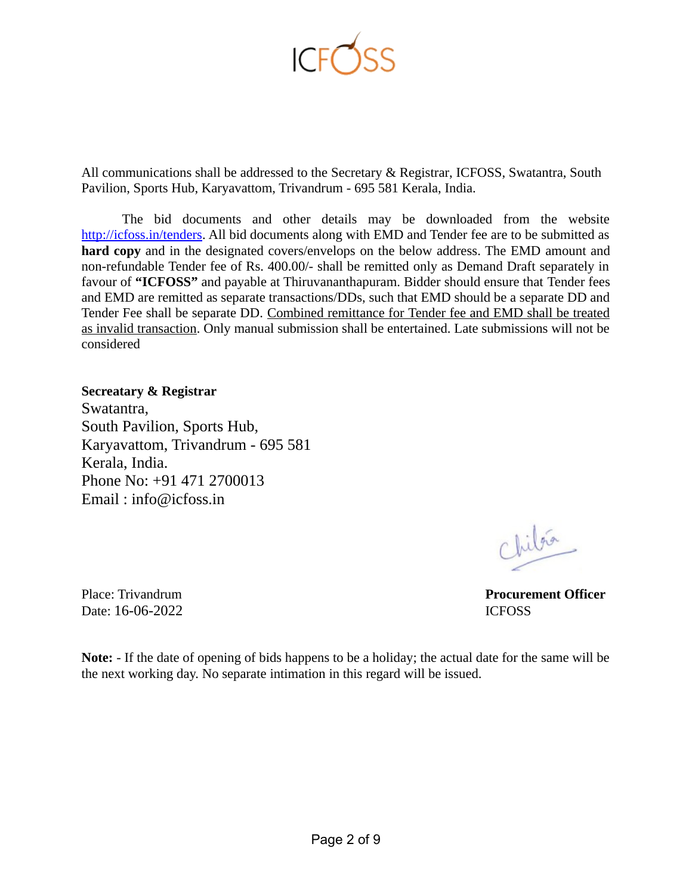All communications shall be addressed to the Secretary & Registrar, ICFOSS, Swatantra, South Pavilion, Sports Hub, Karyavattom, Trivandrum - 695 581 Kerala, India.

The bid documents and other details may be downloaded from the website http://icfoss.in/tenders. All bid documents along with EMD and Tender fee are to be submitted as **hard copy** and in the designated covers/envelops on the below address. The EMD amount and non-refundable Tender fee of Rs. 400.00/- shall be remitted only as Demand Draft separately in favour of **"ICFOSS"** and payable at Thiruvananthapuram. Bidder should ensure that Tender fees and EMD are remitted as separate transactions/DDs, such that EMD should be a separate DD and Tender Fee shall be separate DD. Combined remittance for Tender fee and EMD shall be treated as invalid transaction. Only manual submission shall be entertained. Late submissions will not be considered

**Secreatary & Registrar**
Swatantra,
South Pavilion, Sports Hub,
Karyavattom, Trivandrum - 695 581
Kerala, India.
Phone No: +91 471 2700013
Email : info@icfoss.in

Place: Trivandrum
Date: 16-06-2022

**Procurement Officer**
ICFOSS

**Note:** - If the date of opening of bids happens to be a holiday; the actual date for the same will be the next working day. No separate intimation in this regard will be issued.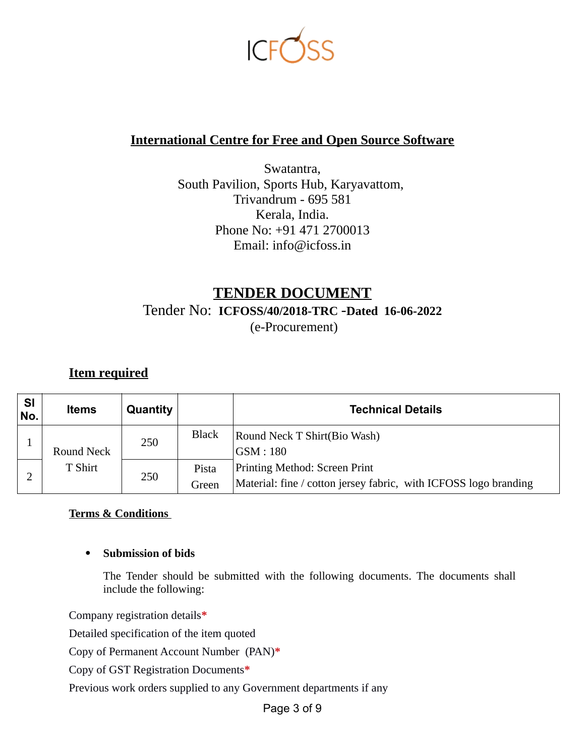ICFOSS

## International Centre for Free and Open Source Software

Swatantra,
South Pavilion, Sports Hub, Karyavattom,
Trivandrum - 695 581
Kerala, India.
Phone No: +91 471 2700013
Email: info@icfoss.in

# TENDER DOCUMENT

Tender No: **ICFOSS/40/2018-TRC -Dated 16-06-2022**
(e-Procurement)

### Item required

| Sl No. | Items | Quantity | | Technical Details |
|---|---|---|---|---|
| 1 | Round Neck T Shirt | 250 | Black | Round Neck T Shirt(Bio Wash)<br>GSM : 180<br>Printing Method: Screen Print<br>Material: fine / cotton jersey fabric, with ICFOSS logo branding |
| 2 | | 250 | Pista Green | |

**Terms & Conditions**

- **Submission of bids**

  The Tender should be submitted with the following documents. The documents shall include the following:

Company registration details*

Detailed specification of the item quoted

Copy of Permanent Account Number (PAN)*

Copy of GST Registration Documents*

Previous work orders supplied to any Government departments if any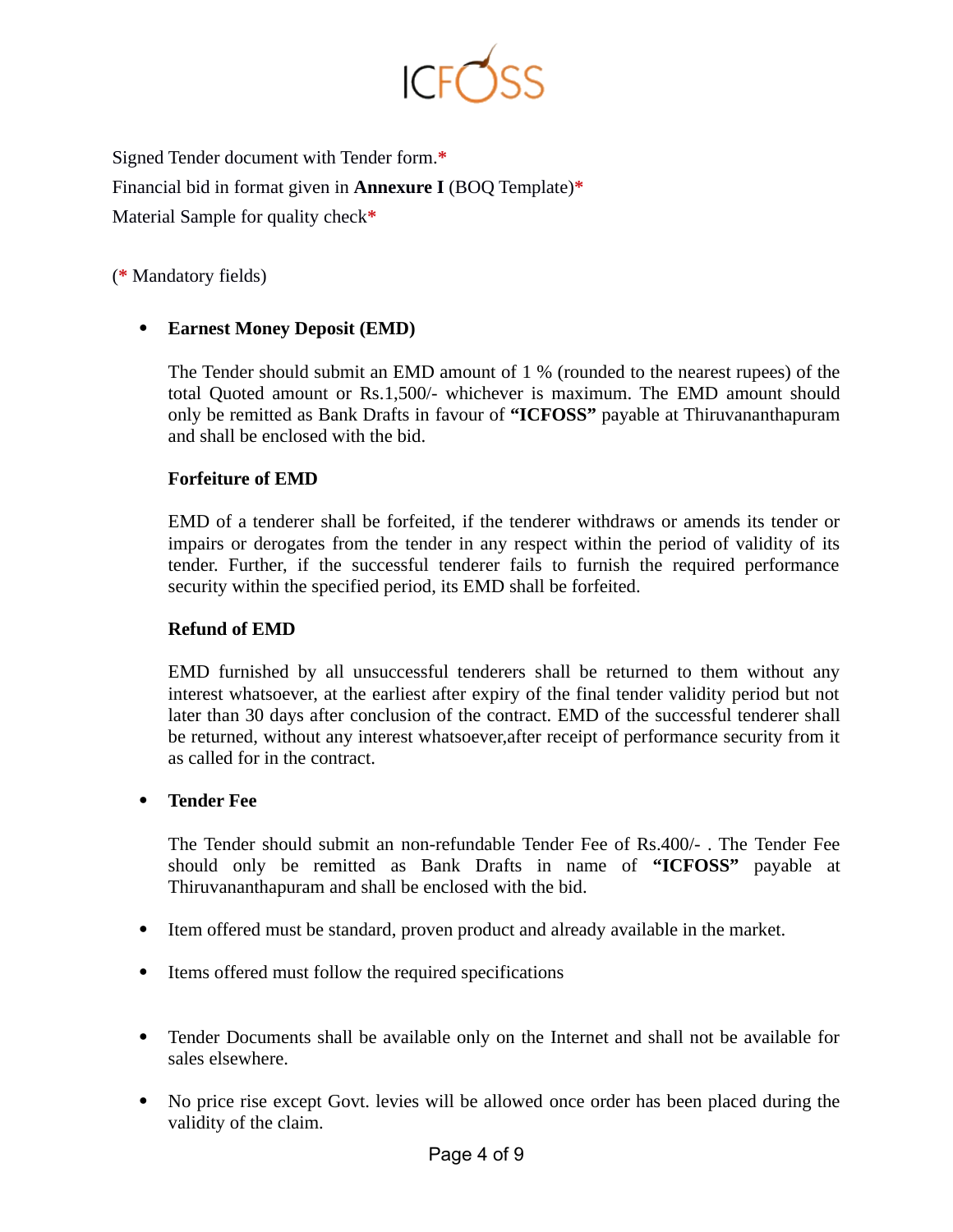Signed Tender document with Tender form.*

Financial bid in format given in **Annexure I** (BOQ Template)*

Material Sample for quality check*

(* Mandatory fields)

- **Earnest Money Deposit (EMD)**

  The Tender should submit an EMD amount of 1 % (rounded to the nearest rupees) of the total Quoted amount or Rs.1,500/- whichever is maximum. The EMD amount should only be remitted as Bank Drafts in favour of **"ICFOSS"** payable at Thiruvananthapuram and shall be enclosed with the bid.

  **Forfeiture of EMD**

  EMD of a tenderer shall be forfeited, if the tenderer withdraws or amends its tender or impairs or derogates from the tender in any respect within the period of validity of its tender. Further, if the successful tenderer fails to furnish the required performance security within the specified period, its EMD shall be forfeited.

  **Refund of EMD**

  EMD furnished by all unsuccessful tenderers shall be returned to them without any interest whatsoever, at the earliest after expiry of the final tender validity period but not later than 30 days after conclusion of the contract. EMD of the successful tenderer shall be returned, without any interest whatsoever,after receipt of performance security from it as called for in the contract.

- **Tender Fee**

  The Tender should submit an non-refundable Tender Fee of Rs.400/- . The Tender Fee should only be remitted as Bank Drafts in name of **"ICFOSS"** payable at Thiruvananthapuram and shall be enclosed with the bid.

- Item offered must be standard, proven product and already available in the market.

- Items offered must follow the required specifications

- Tender Documents shall be available only on the Internet and shall not be available for sales elsewhere.

- No price rise except Govt. levies will be allowed once order has been placed during the validity of the claim.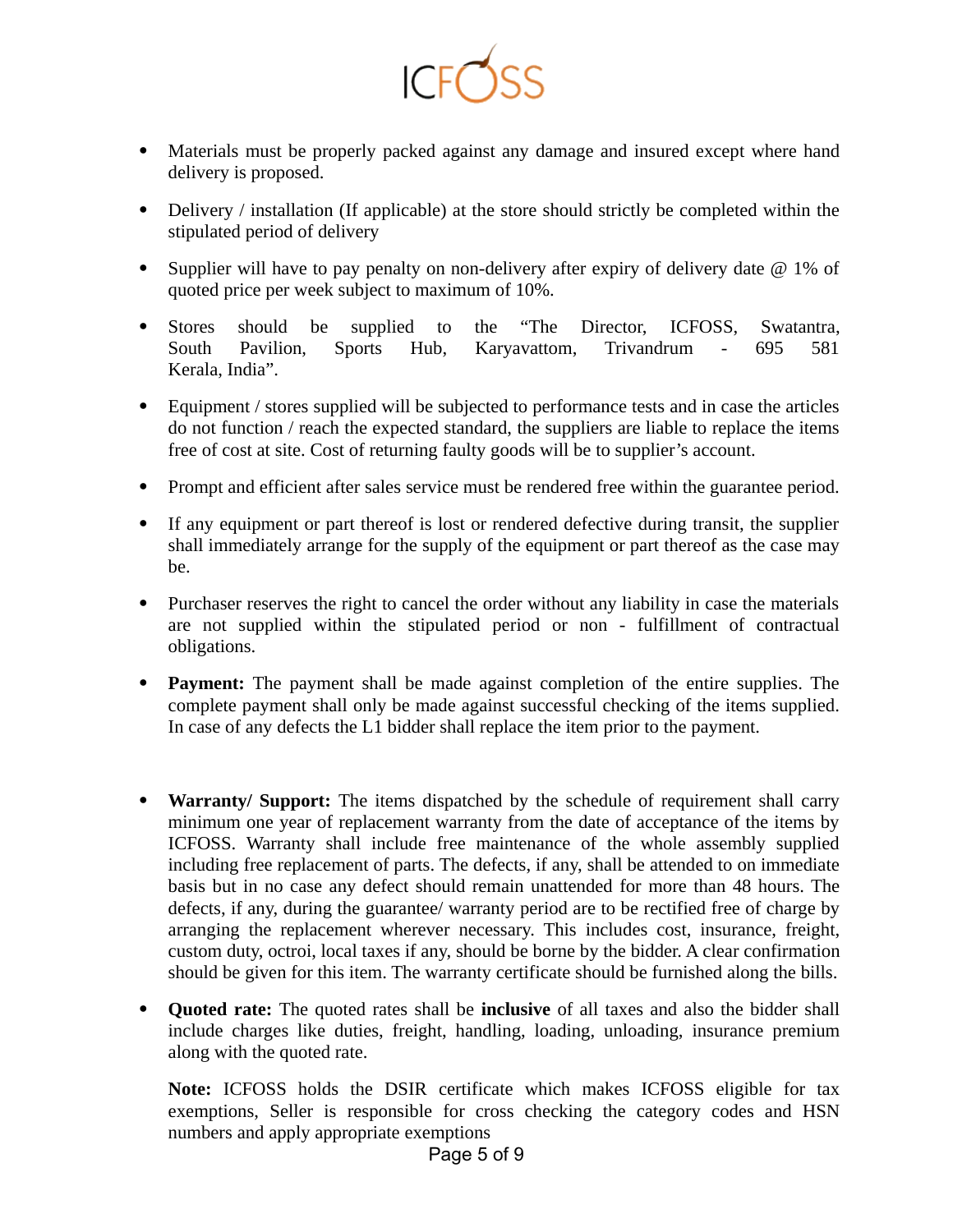- Materials must be properly packed against any damage and insured except where hand delivery is proposed.

- Delivery / installation (If applicable) at the store should strictly be completed within the stipulated period of delivery

- Supplier will have to pay penalty on non-delivery after expiry of delivery date @ 1% of quoted price per week subject to maximum of 10%.

- Stores should be supplied to the "The Director, ICFOSS, Swatantra, South Pavilion, Sports Hub, Karyavattom, Trivandrum - 695 581 Kerala, India".

- Equipment / stores supplied will be subjected to performance tests and in case the articles do not function / reach the expected standard, the suppliers are liable to replace the items free of cost at site. Cost of returning faulty goods will be to supplier's account.

- Prompt and efficient after sales service must be rendered free within the guarantee period.

- If any equipment or part thereof is lost or rendered defective during transit, the supplier shall immediately arrange for the supply of the equipment or part thereof as the case may be.

- Purchaser reserves the right to cancel the order without any liability in case the materials are not supplied within the stipulated period or non - fulfillment of contractual obligations.

- **Payment:** The payment shall be made against completion of the entire supplies. The complete payment shall only be made against successful checking of the items supplied. In case of any defects the L1 bidder shall replace the item prior to the payment.

- **Warranty/ Support:** The items dispatched by the schedule of requirement shall carry minimum one year of replacement warranty from the date of acceptance of the items by ICFOSS. Warranty shall include free maintenance of the whole assembly supplied including free replacement of parts. The defects, if any, shall be attended to on immediate basis but in no case any defect should remain unattended for more than 48 hours. The defects, if any, during the guarantee/ warranty period are to be rectified free of charge by arranging the replacement wherever necessary. This includes cost, insurance, freight, custom duty, octroi, local taxes if any, should be borne by the bidder. A clear confirmation should be given for this item. The warranty certificate should be furnished along the bills.

- **Quoted rate:** The quoted rates shall be **inclusive** of all taxes and also the bidder shall include charges like duties, freight, handling, loading, unloading, insurance premium along with the quoted rate.

  **Note:** ICFOSS holds the DSIR certificate which makes ICFOSS eligible for tax exemptions, Seller is responsible for cross checking the category codes and HSN numbers and apply appropriate exemptions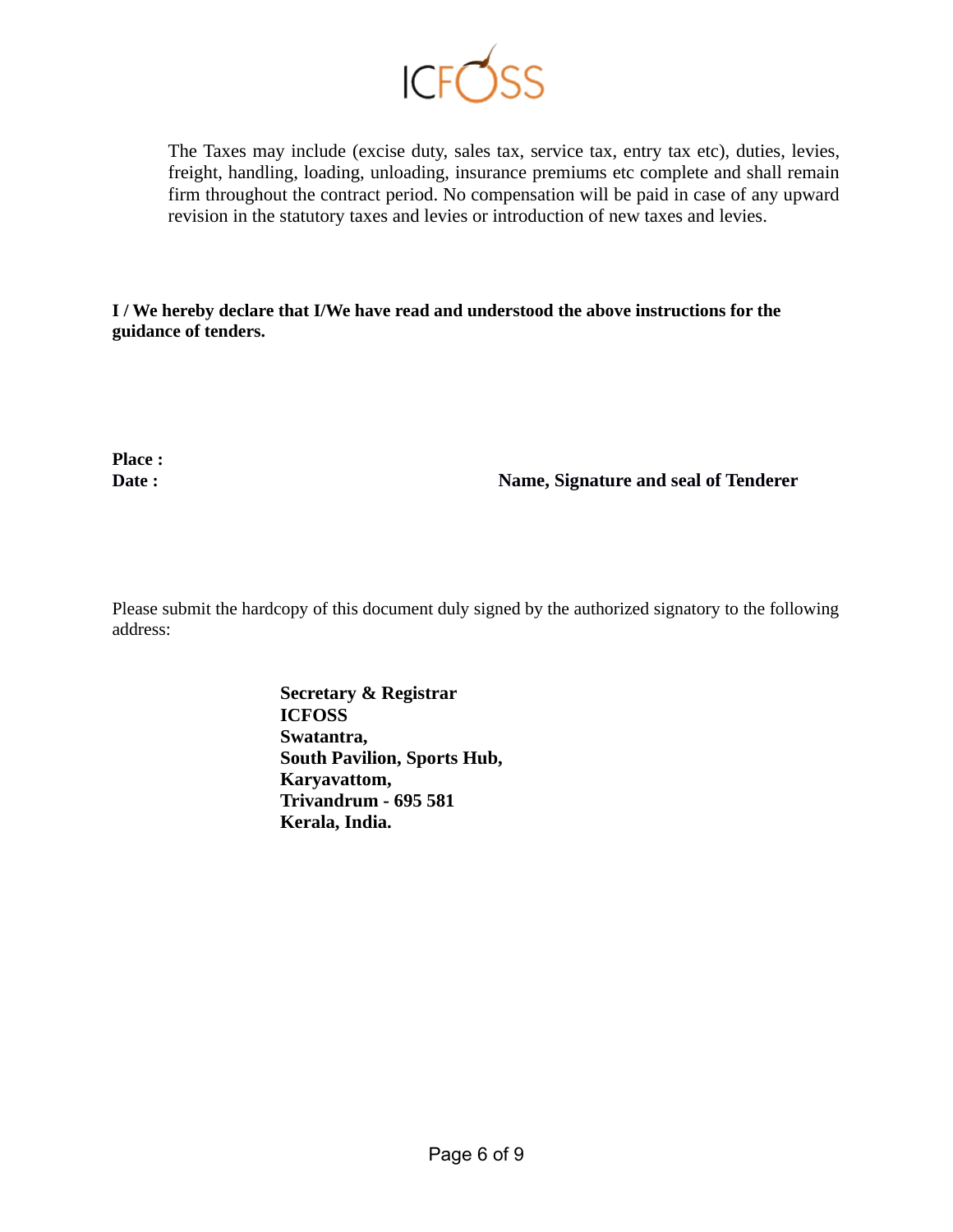The Taxes may include (excise duty, sales tax, service tax, entry tax etc), duties, levies, freight, handling, loading, unloading, insurance premiums etc complete and shall remain firm throughout the contract period. No compensation will be paid in case of any upward revision in the statutory taxes and levies or introduction of new taxes and levies.

**I / We hereby declare that I/We have read and understood the above instructions for the guidance of tenders.**

**Place :**

**Date :** **Name, Signature and seal of Tenderer**

Please submit the hardcopy of this document duly signed by the authorized signatory to the following address:

**Secretary & Registrar**
**ICFOSS**
**Swatantra,**
**South Pavilion, Sports Hub,**
**Karyavattom,**
**Trivandrum - 695 581**
**Kerala, India.**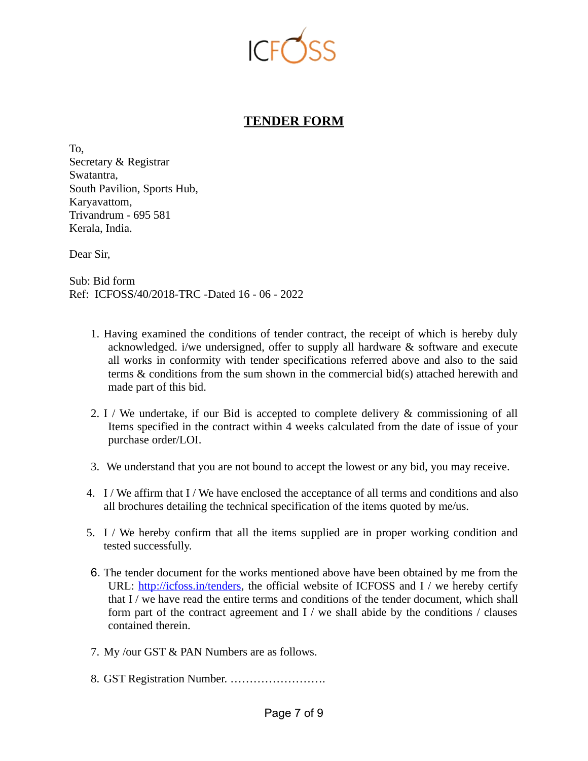ICFOSS

# TENDER FORM

To,
Secretary & Registrar
Swatantra,
South Pavilion, Sports Hub,
Karyavattom,
Trivandrum - 695 581
Kerala, India.

Dear Sir,

Sub: Bid form
Ref: ICFOSS/40/2018-TRC -Dated 16 - 06 - 2022

1. Having examined the conditions of tender contract, the receipt of which is hereby duly acknowledged. i/we undersigned, offer to supply all hardware & software and execute all works in conformity with tender specifications referred above and also to the said terms & conditions from the sum shown in the commercial bid(s) attached herewith and made part of this bid.
2. I / We undertake, if our Bid is accepted to complete delivery & commissioning of all Items specified in the contract within 4 weeks calculated from the date of issue of your purchase order/LOI.
3. We understand that you are not bound to accept the lowest or any bid, you may receive.
4. I / We affirm that I / We have enclosed the acceptance of all terms and conditions and also all brochures detailing the technical specification of the items quoted by me/us.
5. I / We hereby confirm that all the items supplied are in proper working condition and tested successfully.
6. The tender document for the works mentioned above have been obtained by me from the URL: [http://icfoss.in/tenders](http://icfoss.in/tenders), the official website of ICFOSS and I / we hereby certify that I / we have read the entire terms and conditions of the tender document, which shall form part of the contract agreement and I / we shall abide by the conditions / clauses contained therein.
7. My /our GST & PAN Numbers are as follows.
8. GST Registration Number. …………………….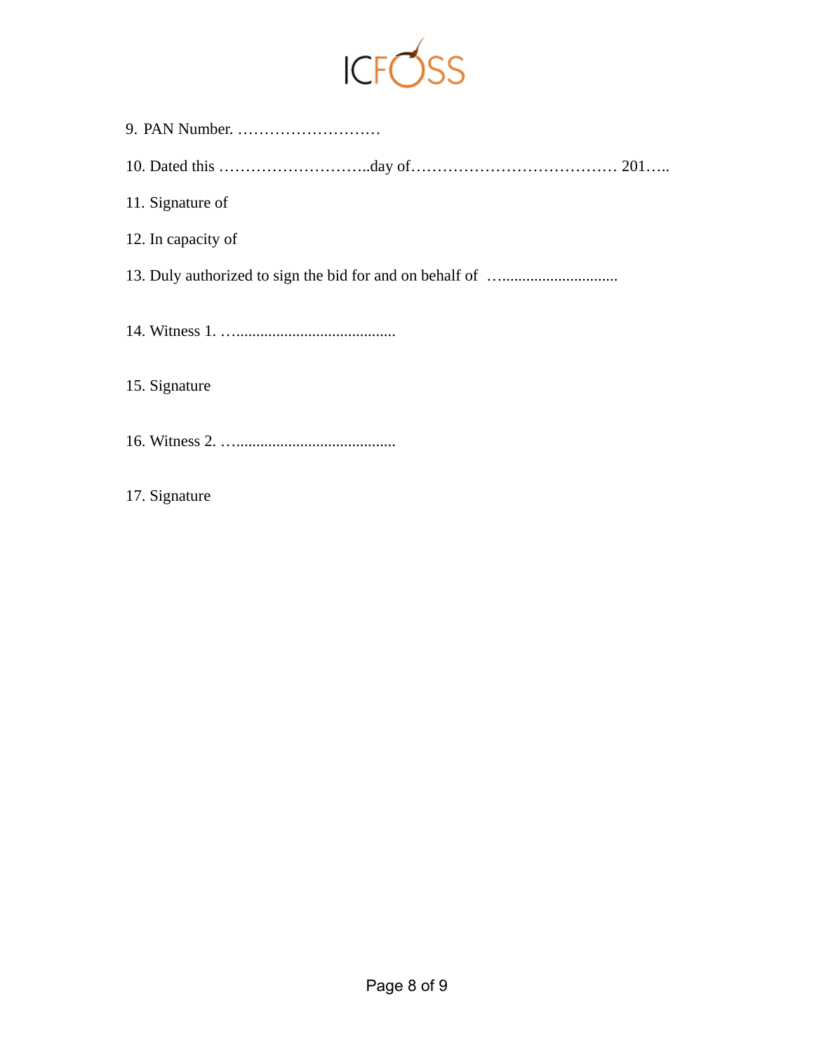9. PAN Number. ………………………

10. Dated this ………………………..day of………………………………… 201…..

11. Signature of

12. In capacity of

13. Duly authorized to sign the bid for and on behalf of …..............................

14. Witness 1. …........................................

15. Signature

16. Witness 2. …........................................

17. Signature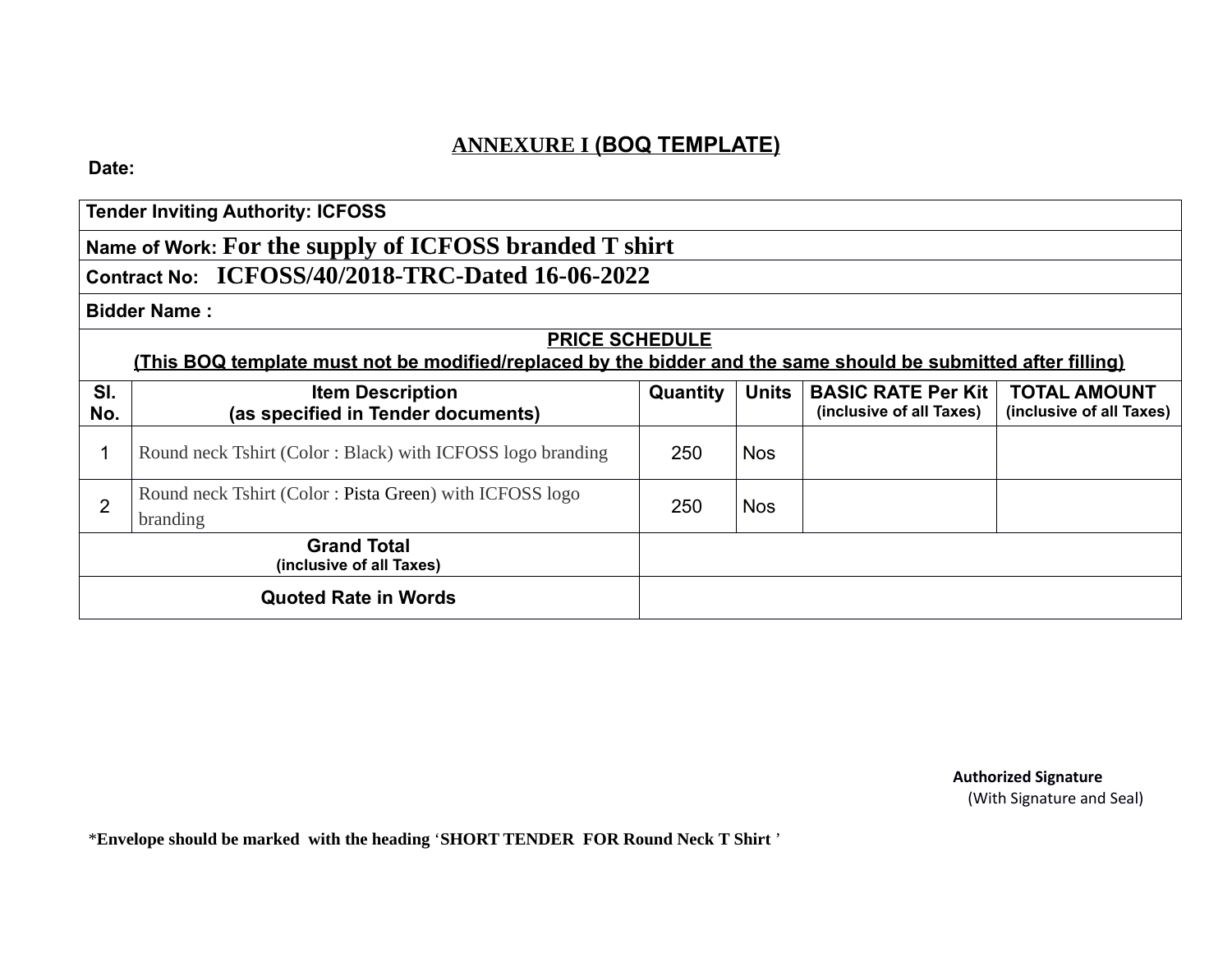## ANNEXURE I (BOQ TEMPLATE)

**Date:**

| | | | | | |
|---|---|---|---|---|---|
| **Tender Inviting Authority: ICFOSS** | | | | | |
| **Name of Work: For the supply of ICFOSS branded T shirt** | | | | | |
| **Contract No: ICFOSS/40/2018-TRC-Dated 16-06-2022** | | | | | |
| **Bidder Name :** | | | | | |
| **PRICE SCHEDULE** (This BOQ template must not be modified/replaced by the bidder and the same should be submitted after filling) | | | | | |
| **Sl. No.** | **Item Description (as specified in Tender documents)** | **Quantity** | **Units** | **BASIC RATE Per Kit (inclusive of all Taxes)** | **TOTAL AMOUNT (inclusive of all Taxes)** |
| 1 | Round neck Tshirt (Color : Black) with ICFOSS logo branding | 250 | Nos | | |
| 2 | Round neck Tshirt (Color : Pista Green) with ICFOSS logo branding | 250 | Nos | | |
| **Grand Total (inclusive of all Taxes)** | | | | | |
| **Quoted Rate in Words** | | | | | |

**Authorized Signature**
(With Signature and Seal)

***Envelope should be marked with the heading 'SHORT TENDER FOR Round Neck T Shirt '**